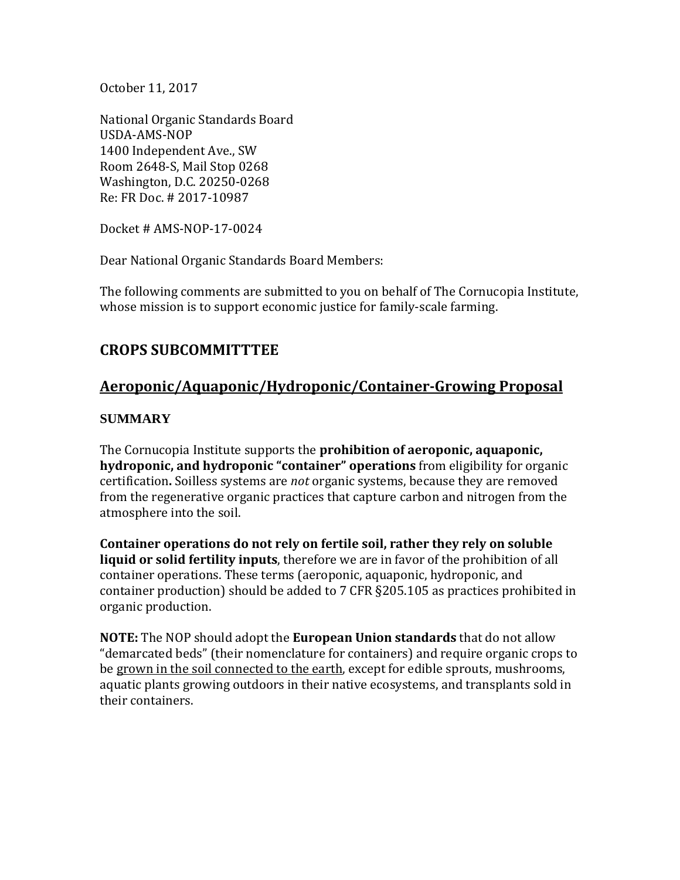October 11, 2017

National Organic Standards Board
USDA-AMS-NOP
1400 Independent Ave., SW
Room 2648-S, Mail Stop 0268
Washington, D.C. 20250-0268
Re: FR Doc. # 2017-10987

Docket # AMS-NOP-17-0024

Dear National Organic Standards Board Members:

The following comments are submitted to you on behalf of The Cornucopia Institute, whose mission is to support economic justice for family-scale farming.

## CROPS SUBCOMMITTTEE

## <u>Aeroponic/Aquaponic/Hydroponic/Container-Growing Proposal</u>

### SUMMARY

The Cornucopia Institute supports the **prohibition of aeroponic, aquaponic, hydroponic, and hydroponic "container" operations** from eligibility for organic certification**.** Soilless systems are *not* organic systems, because they are removed from the regenerative organic practices that capture carbon and nitrogen from the atmosphere into the soil.

**Container operations do not rely on fertile soil, rather they rely on soluble liquid or solid fertility inputs**, therefore we are in favor of the prohibition of all container operations. These terms (aeroponic, aquaponic, hydroponic, and container production) should be added to 7 CFR §205.105 as practices prohibited in organic production.

**NOTE:** The NOP should adopt the **European Union standards** that do not allow "demarcated beds" (their nomenclature for containers) and require organic crops to be <u>grown in the soil connected to the earth</u>, except for edible sprouts, mushrooms, aquatic plants growing outdoors in their native ecosystems, and transplants sold in their containers.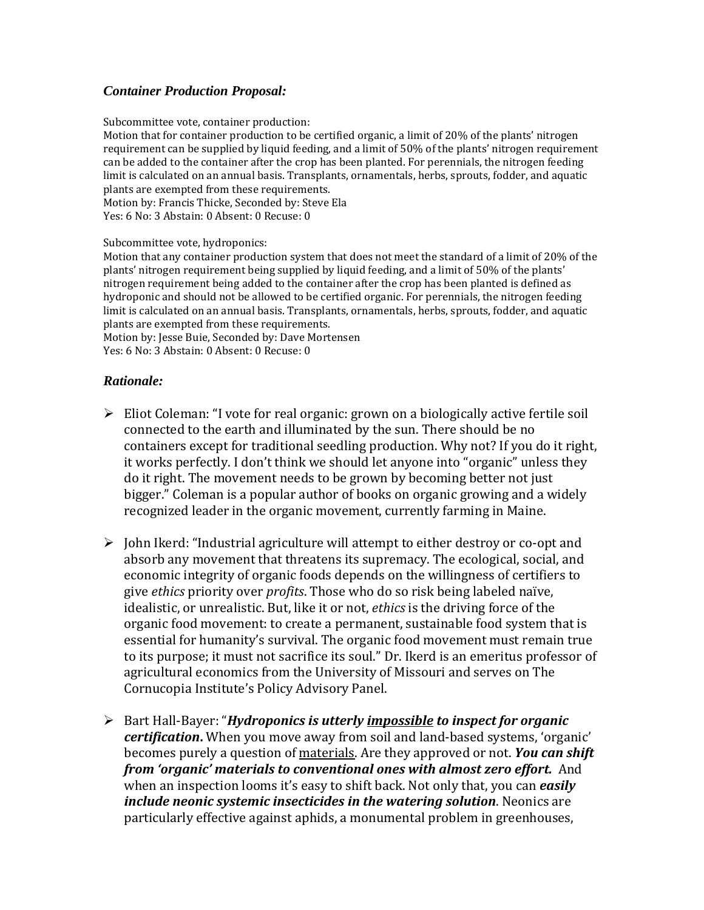### *Container Production Proposal:*

Subcommittee vote, container production:
Motion that for container production to be certified organic, a limit of 20% of the plants' nitrogen requirement can be supplied by liquid feeding, and a limit of 50% of the plants' nitrogen requirement can be added to the container after the crop has been planted. For perennials, the nitrogen feeding limit is calculated on an annual basis. Transplants, ornamentals, herbs, sprouts, fodder, and aquatic plants are exempted from these requirements.
Motion by: Francis Thicke, Seconded by: Steve Ela
Yes: 6 No: 3 Abstain: 0 Absent: 0 Recuse: 0

Subcommittee vote, hydroponics:
Motion that any container production system that does not meet the standard of a limit of 20% of the plants' nitrogen requirement being supplied by liquid feeding, and a limit of 50% of the plants' nitrogen requirement being added to the container after the crop has been planted is defined as hydroponic and should not be allowed to be certified organic. For perennials, the nitrogen feeding limit is calculated on an annual basis. Transplants, ornamentals, herbs, sprouts, fodder, and aquatic plants are exempted from these requirements.
Motion by: Jesse Buie, Seconded by: Dave Mortensen
Yes: 6 No: 3 Abstain: 0 Absent: 0 Recuse: 0

### *Rationale:*

- Eliot Coleman: "I vote for real organic: grown on a biologically active fertile soil connected to the earth and illuminated by the sun. There should be no containers except for traditional seedling production. Why not? If you do it right, it works perfectly. I don't think we should let anyone into "organic" unless they do it right. The movement needs to be grown by becoming better not just bigger." Coleman is a popular author of books on organic growing and a widely recognized leader in the organic movement, currently farming in Maine.

- John Ikerd: "Industrial agriculture will attempt to either destroy or co-opt and absorb any movement that threatens its supremacy. The ecological, social, and economic integrity of organic foods depends on the willingness of certifiers to give *ethics* priority over *profits*. Those who do so risk being labeled naïve, idealistic, or unrealistic. But, like it or not, *ethics* is the driving force of the organic food movement: to create a permanent, sustainable food system that is essential for humanity's survival. The organic food movement must remain true to its purpose; it must not sacrifice its soul." Dr. Ikerd is an emeritus professor of agricultural economics from the University of Missouri and serves on The Cornucopia Institute's Policy Advisory Panel.

- Bart Hall-Bayer: "***Hydroponics is utterly <u>impossible</u> to inspect for organic certification.*** When you move away from soil and land-based systems, 'organic' becomes purely a question of <u>materials</u>. Are they approved or not. ***You can shift from 'organic' materials to conventional ones with almost zero effort.*** And when an inspection looms it's easy to shift back. Not only that, you can ***easily include neonic systemic insecticides in the watering solution***. Neonics are particularly effective against aphids, a monumental problem in greenhouses,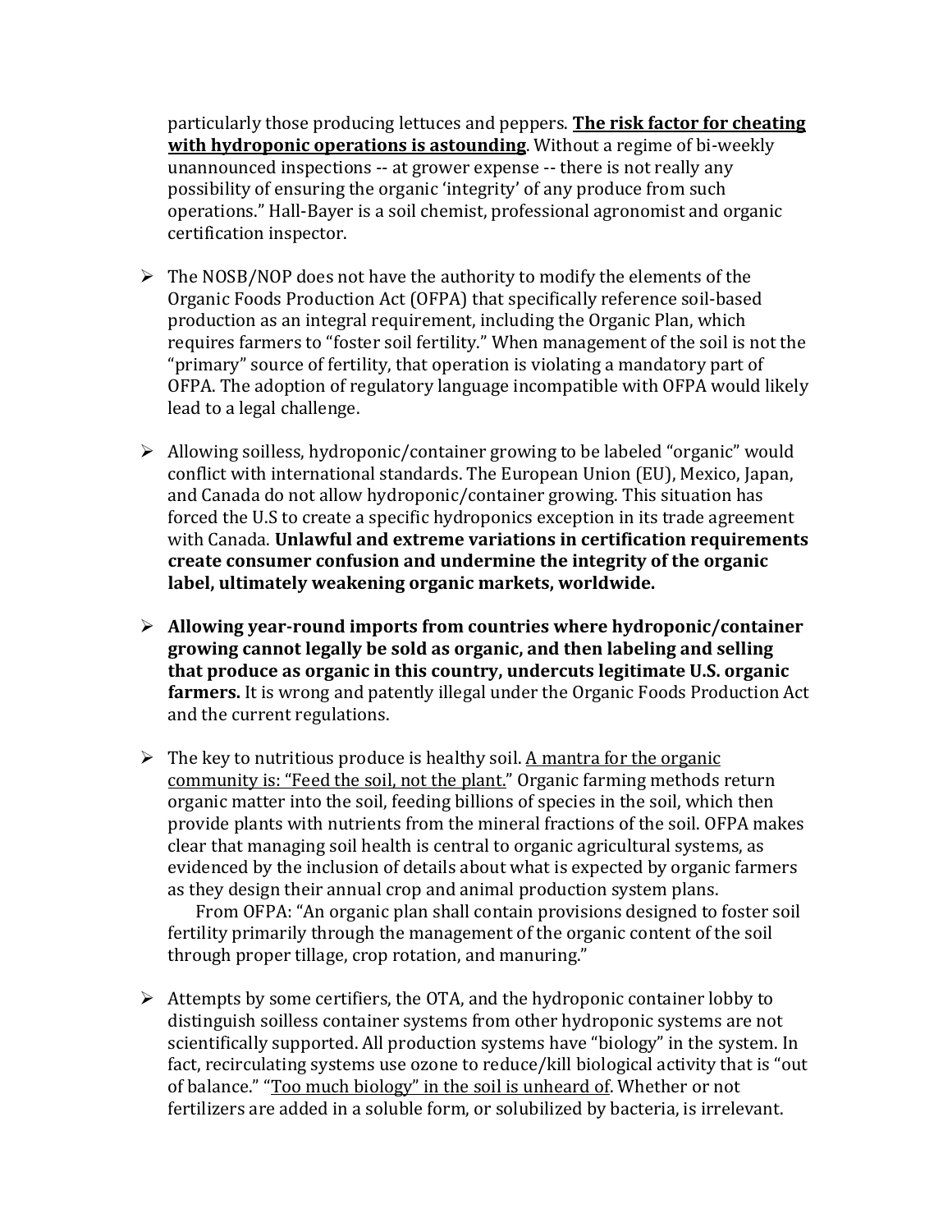particularly those producing lettuces and peppers. **<u>The risk factor for cheating with hydroponic operations is astounding</u>**. Without a regime of bi-weekly unannounced inspections -- at grower expense -- there is not really any possibility of ensuring the organic 'integrity' of any produce from such operations." Hall-Bayer is a soil chemist, professional agronomist and organic certification inspector.

- The NOSB/NOP does not have the authority to modify the elements of the Organic Foods Production Act (OFPA) that specifically reference soil-based production as an integral requirement, including the Organic Plan, which requires farmers to "foster soil fertility." When management of the soil is not the "primary" source of fertility, that operation is violating a mandatory part of OFPA. The adoption of regulatory language incompatible with OFPA would likely lead to a legal challenge.

- Allowing soilless, hydroponic/container growing to be labeled "organic" would conflict with international standards. The European Union (EU), Mexico, Japan, and Canada do not allow hydroponic/container growing. This situation has forced the U.S to create a specific hydroponics exception in its trade agreement with Canada. **Unlawful and extreme variations in certification requirements create consumer confusion and undermine the integrity of the organic label, ultimately weakening organic markets, worldwide.**

- **Allowing year-round imports from countries where hydroponic/container growing cannot legally be sold as organic, and then labeling and selling that produce as organic in this country, undercuts legitimate U.S. organic farmers.** It is wrong and patently illegal under the Organic Foods Production Act and the current regulations.

- The key to nutritious produce is healthy soil. <u>A mantra for the organic community is: "Feed the soil, not the plant."</u> Organic farming methods return organic matter into the soil, feeding billions of species in the soil, which then provide plants with nutrients from the mineral fractions of the soil. OFPA makes clear that managing soil health is central to organic agricultural systems, as evidenced by the inclusion of details about what is expected by organic farmers as they design their annual crop and animal production system plans.

  From OFPA: "An organic plan shall contain provisions designed to foster soil fertility primarily through the management of the organic content of the soil through proper tillage, crop rotation, and manuring."

- Attempts by some certifiers, the OTA, and the hydroponic container lobby to distinguish soilless container systems from other hydroponic systems are not scientifically supported. All production systems have "biology" in the system. In fact, recirculating systems use ozone to reduce/kill biological activity that is "out of balance." "<u>Too much biology" in the soil is unheard of</u>. Whether or not fertilizers are added in a soluble form, or solubilized by bacteria, is irrelevant.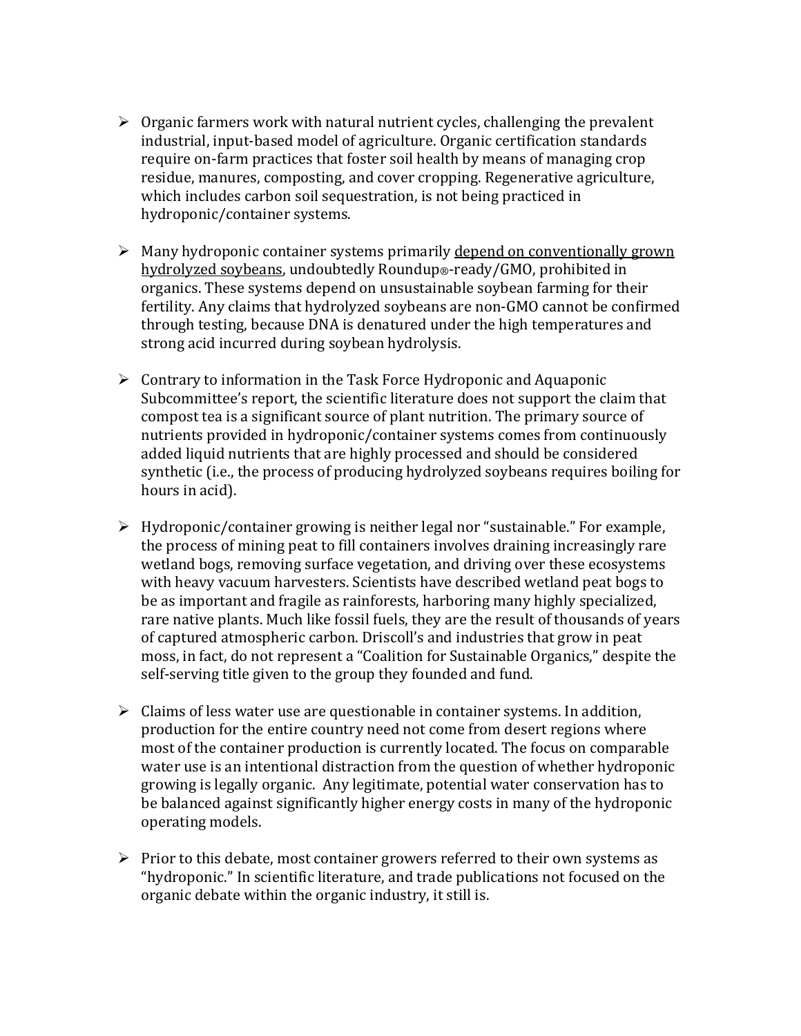- Organic farmers work with natural nutrient cycles, challenging the prevalent industrial, input-based model of agriculture. Organic certification standards require on-farm practices that foster soil health by means of managing crop residue, manures, composting, and cover cropping. Regenerative agriculture, which includes carbon soil sequestration, is not being practiced in hydroponic/container systems.

- Many hydroponic container systems primarily <u>depend on conventionally grown hydrolyzed soybeans</u>, undoubtedly Roundup®-ready/GMO, prohibited in organics. These systems depend on unsustainable soybean farming for their fertility. Any claims that hydrolyzed soybeans are non-GMO cannot be confirmed through testing, because DNA is denatured under the high temperatures and strong acid incurred during soybean hydrolysis.

- Contrary to information in the Task Force Hydroponic and Aquaponic Subcommittee's report, the scientific literature does not support the claim that compost tea is a significant source of plant nutrition. The primary source of nutrients provided in hydroponic/container systems comes from continuously added liquid nutrients that are highly processed and should be considered synthetic (i.e., the process of producing hydrolyzed soybeans requires boiling for hours in acid).

- Hydroponic/container growing is neither legal nor "sustainable." For example, the process of mining peat to fill containers involves draining increasingly rare wetland bogs, removing surface vegetation, and driving over these ecosystems with heavy vacuum harvesters. Scientists have described wetland peat bogs to be as important and fragile as rainforests, harboring many highly specialized, rare native plants. Much like fossil fuels, they are the result of thousands of years of captured atmospheric carbon. Driscoll's and industries that grow in peat moss, in fact, do not represent a "Coalition for Sustainable Organics," despite the self-serving title given to the group they founded and fund.

- Claims of less water use are questionable in container systems. In addition, production for the entire country need not come from desert regions where most of the container production is currently located. The focus on comparable water use is an intentional distraction from the question of whether hydroponic growing is legally organic. Any legitimate, potential water conservation has to be balanced against significantly higher energy costs in many of the hydroponic operating models.

- Prior to this debate, most container growers referred to their own systems as "hydroponic." In scientific literature, and trade publications not focused on the organic debate within the organic industry, it still is.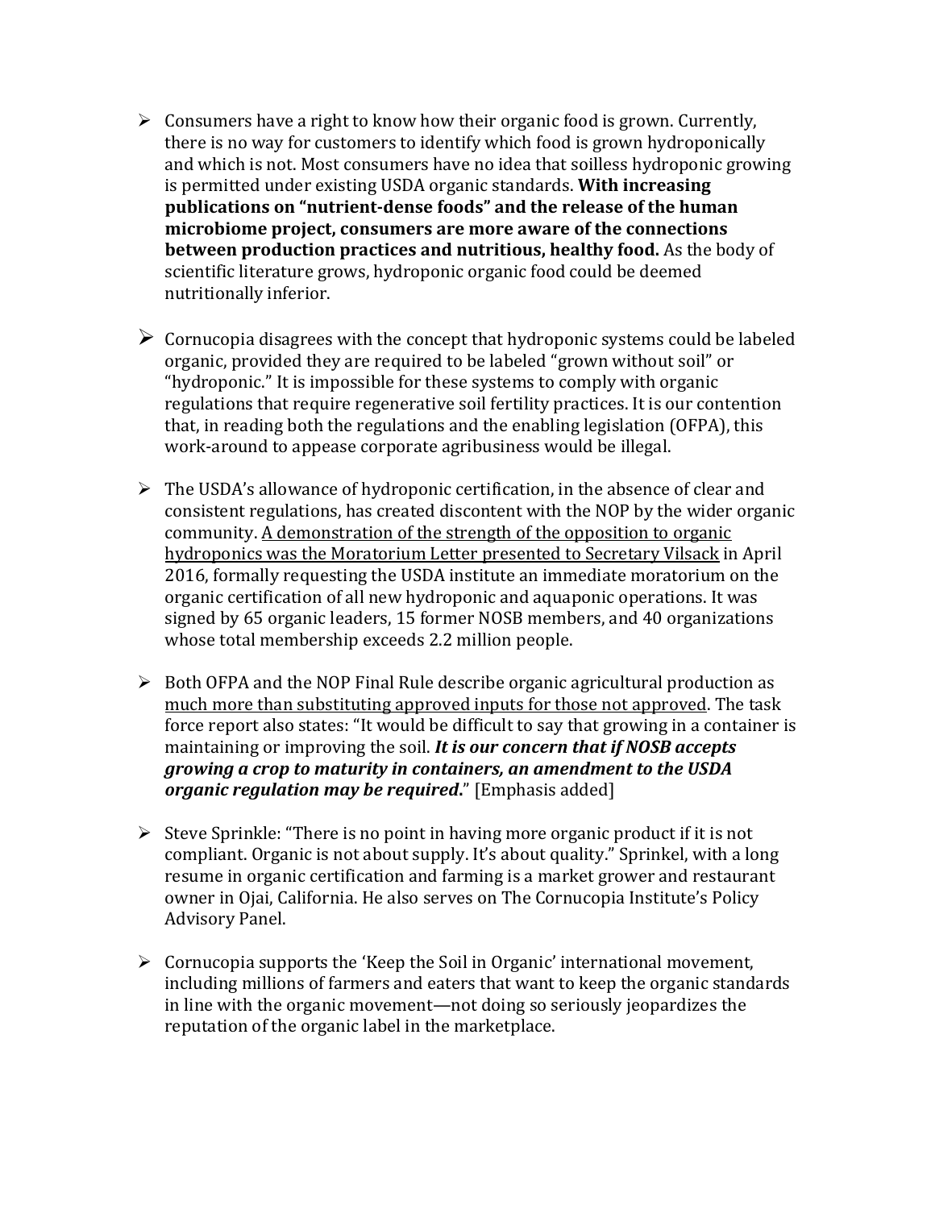- Consumers have a right to know how their organic food is grown. Currently, there is no way for customers to identify which food is grown hydroponically and which is not. Most consumers have no idea that soilless hydroponic growing is permitted under existing USDA organic standards. **With increasing publications on "nutrient-dense foods" and the release of the human microbiome project, consumers are more aware of the connections between production practices and nutritious, healthy food.** As the body of scientific literature grows, hydroponic organic food could be deemed nutritionally inferior.

- Cornucopia disagrees with the concept that hydroponic systems could be labeled organic, provided they are required to be labeled "grown without soil" or "hydroponic." It is impossible for these systems to comply with organic regulations that require regenerative soil fertility practices. It is our contention that, in reading both the regulations and the enabling legislation (OFPA), this work-around to appease corporate agribusiness would be illegal.

- The USDA's allowance of hydroponic certification, in the absence of clear and consistent regulations, has created discontent with the NOP by the wider organic community. A demonstration of the strength of the opposition to organic hydroponics was the Moratorium Letter presented to Secretary Vilsack in April 2016, formally requesting the USDA institute an immediate moratorium on the organic certification of all new hydroponic and aquaponic operations. It was signed by 65 organic leaders, 15 former NOSB members, and 40 organizations whose total membership exceeds 2.2 million people.

- Both OFPA and the NOP Final Rule describe organic agricultural production as much more than substituting approved inputs for those not approved. The task force report also states: "It would be difficult to say that growing in a container is maintaining or improving the soil. ***It is our concern that if NOSB accepts growing a crop to maturity in containers, an amendment to the USDA organic regulation may be required.***" [Emphasis added]

- Steve Sprinkle: "There is no point in having more organic product if it is not compliant. Organic is not about supply. It's about quality." Sprinkel, with a long resume in organic certification and farming is a market grower and restaurant owner in Ojai, California. He also serves on The Cornucopia Institute's Policy Advisory Panel.

- Cornucopia supports the 'Keep the Soil in Organic' international movement, including millions of farmers and eaters that want to keep the organic standards in line with the organic movement—not doing so seriously jeopardizes the reputation of the organic label in the marketplace.